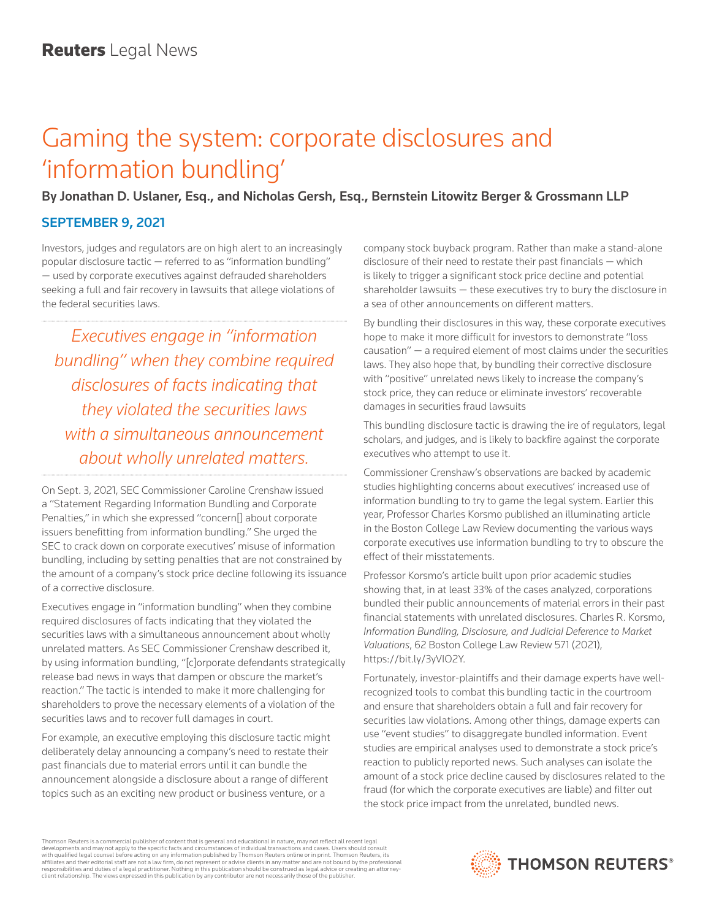# Gaming the system: corporate disclosures and 'information bundling'

**By Jonathan D. Uslaner, Esq., and Nicholas Gersh, Esq., Bernstein Litowitz Berger & Grossmann LLP**

**SEPTEMBER 9, 2021**

Investors, judges and regulators are on high alert to an increasingly popular disclosure tactic — referred to as "information bundling" — used by corporate executives against defrauded shareholders seeking a full and fair recovery in lawsuits that allege violations of the federal securities laws.

> *Executives engage in "information bundling" when they combine required disclosures of facts indicating that they violated the securities laws with a simultaneous announcement about wholly unrelated matters.*

On Sept. 3, 2021, SEC Commissioner Caroline Crenshaw issued a "Statement Regarding Information Bundling and Corporate Penalties," in which she expressed "concern[] about corporate issuers benefitting from information bundling." She urged the SEC to crack down on corporate executives' misuse of information bundling, including by setting penalties that are not constrained by the amount of a company's stock price decline following its issuance of a corrective disclosure.

Executives engage in "information bundling" when they combine required disclosures of facts indicating that they violated the securities laws with a simultaneous announcement about wholly unrelated matters. As SEC Commissioner Crenshaw described it, by using information bundling, "[c]orporate defendants strategically release bad news in ways that dampen or obscure the market's reaction." The tactic is intended to make it more challenging for shareholders to prove the necessary elements of a violation of the securities laws and to recover full damages in court.

For example, an executive employing this disclosure tactic might deliberately delay announcing a company's need to restate their past financials due to material errors until it can bundle the announcement alongside a disclosure about a range of different topics such as an exciting new product or business venture, or a company stock buyback program. Rather than make a stand-alone disclosure of their need to restate their past financials — which is likely to trigger a significant stock price decline and potential shareholder lawsuits — these executives try to bury the disclosure in a sea of other announcements on different matters.

By bundling their disclosures in this way, these corporate executives hope to make it more difficult for investors to demonstrate "loss causation" — a required element of most claims under the securities laws. They also hope that, by bundling their corrective disclosure with "positive" unrelated news likely to increase the company's stock price, they can reduce or eliminate investors' recoverable damages in securities fraud lawsuits

This bundling disclosure tactic is drawing the ire of regulators, legal scholars, and judges, and is likely to backfire against the corporate executives who attempt to use it.

Commissioner Crenshaw's observations are backed by academic studies highlighting concerns about executives' increased use of information bundling to try to game the legal system. Earlier this year, Professor Charles Korsmo published an illuminating article in the Boston College Law Review documenting the various ways corporate executives use information bundling to try to obscure the effect of their misstatements.

Professor Korsmo's article built upon prior academic studies showing that, in at least 33% of the cases analyzed, corporations bundled their public announcements of material errors in their past financial statements with unrelated disclosures. Charles R. Korsmo, *Information Bundling, Disclosure, and Judicial Deference to Market Valuations*, 62 Boston College Law Review 571 (2021), https://bit.ly/3yVIO2Y.

Fortunately, investor-plaintiffs and their damage experts have well-recognized tools to combat this bundling tactic in the courtroom and ensure that shareholders obtain a full and fair recovery for securities law violations. Among other things, damage experts can use "event studies" to disaggregate bundled information. Event studies are empirical analyses used to demonstrate a stock price's reaction to publicly reported news. Such analyses can isolate the amount of a stock price decline caused by disclosures related to the fraud (for which the corporate executives are liable) and filter out the stock price impact from the unrelated, bundled news.

Thomson Reuters is a commercial publisher of content that is general and educational in nature, may not reflect all recent legal developments and may not apply to the specific facts and circumstances of individual transactions and cases. Users should consult with qualified legal counsel before acting on any information published by Thomson Reuters online or in print. Thomson Reuters, its affiliates and their editorial staff are not a law firm, do not represent or advise clients in any matter and are not bound by the professional responsibilities and duties of a legal practitioner. Nothing in this publication should be construed as legal advice or creating an attorney-client relationship. The views expressed in this publication by any contributor are not necessarily those of the publisher.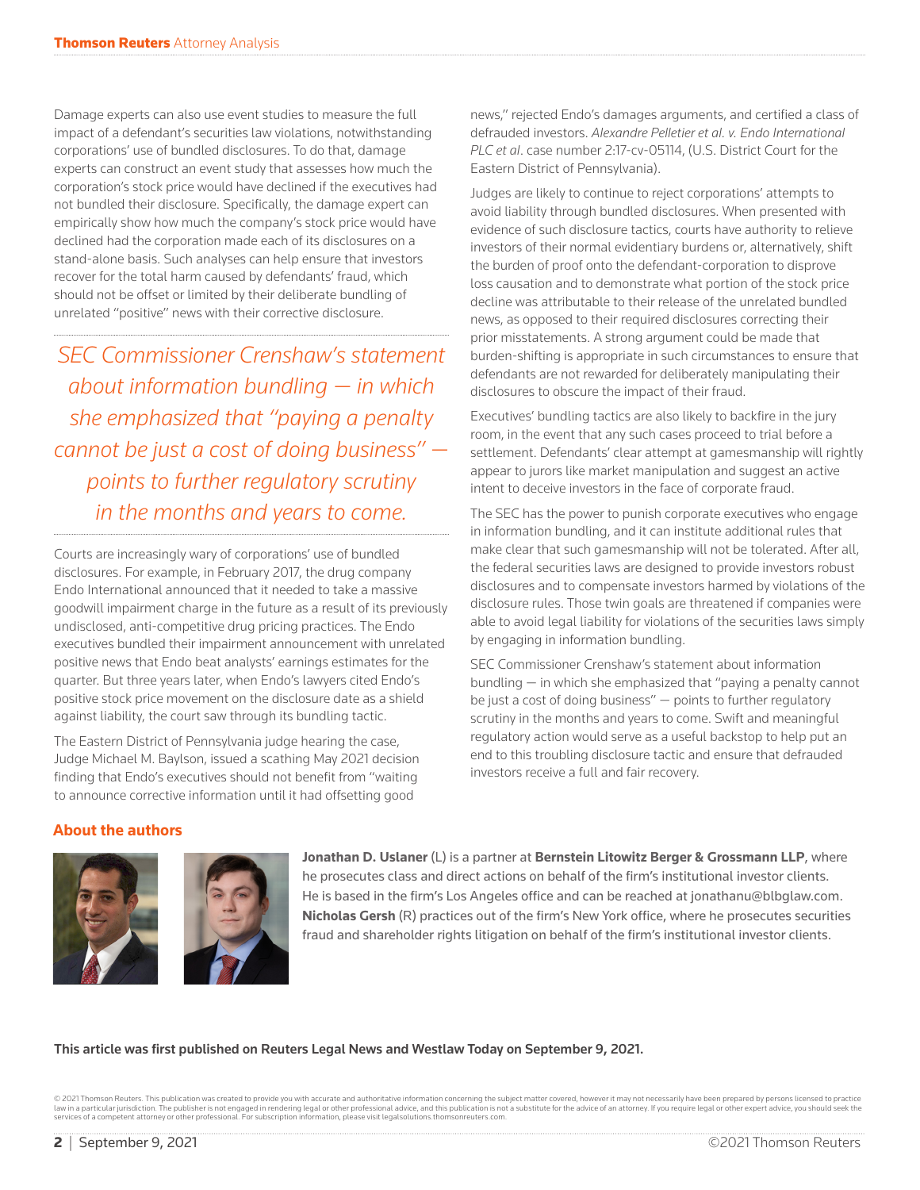Damage experts can also use event studies to measure the full impact of a defendant's securities law violations, notwithstanding corporations' use of bundled disclosures. To do that, damage experts can construct an event study that assesses how much the corporation's stock price would have declined if the executives had not bundled their disclosure. Specifically, the damage expert can empirically show how much the company's stock price would have declined had the corporation made each of its disclosures on a stand-alone basis. Such analyses can help ensure that investors recover for the total harm caused by defendants' fraud, which should not be offset or limited by their deliberate bundling of unrelated "positive" news with their corrective disclosure.

> *SEC Commissioner Crenshaw's statement about information bundling — in which she emphasized that "paying a penalty cannot be just a cost of doing business" — points to further regulatory scrutiny in the months and years to come.*

Courts are increasingly wary of corporations' use of bundled disclosures. For example, in February 2017, the drug company Endo International announced that it needed to take a massive goodwill impairment charge in the future as a result of its previously undisclosed, anti-competitive drug pricing practices. The Endo executives bundled their impairment announcement with unrelated positive news that Endo beat analysts' earnings estimates for the quarter. But three years later, when Endo's lawyers cited Endo's positive stock price movement on the disclosure date as a shield against liability, the court saw through its bundling tactic.

The Eastern District of Pennsylvania judge hearing the case, Judge Michael M. Baylson, issued a scathing May 2021 decision finding that Endo's executives should not benefit from "waiting to announce corrective information until it had offsetting good news," rejected Endo's damages arguments, and certified a class of defrauded investors. *Alexandre Pelletier et al. v. Endo International PLC et al*. case number 2:17-cv-05114, (U.S. District Court for the Eastern District of Pennsylvania).

Judges are likely to continue to reject corporations' attempts to avoid liability through bundled disclosures. When presented with evidence of such disclosure tactics, courts have authority to relieve investors of their normal evidentiary burdens or, alternatively, shift the burden of proof onto the defendant-corporation to disprove loss causation and to demonstrate what portion of the stock price decline was attributable to their release of the unrelated bundled news, as opposed to their required disclosures correcting their prior misstatements. A strong argument could be made that burden-shifting is appropriate in such circumstances to ensure that defendants are not rewarded for deliberately manipulating their disclosures to obscure the impact of their fraud.

Executives' bundling tactics are also likely to backfire in the jury room, in the event that any such cases proceed to trial before a settlement. Defendants' clear attempt at gamesmanship will rightly appear to jurors like market manipulation and suggest an active intent to deceive investors in the face of corporate fraud.

The SEC has the power to punish corporate executives who engage in information bundling, and it can institute additional rules that make clear that such gamesmanship will not be tolerated. After all, the federal securities laws are designed to provide investors robust disclosures and to compensate investors harmed by violations of the disclosure rules. Those twin goals are threatened if companies were able to avoid legal liability for violations of the securities laws simply by engaging in information bundling.

SEC Commissioner Crenshaw's statement about information bundling — in which she emphasized that "paying a penalty cannot be just a cost of doing business" — points to further regulatory scrutiny in the months and years to come. Swift and meaningful regulatory action would serve as a useful backstop to help put an end to this troubling disclosure tactic and ensure that defrauded investors receive a full and fair recovery.

## About the authors

**Jonathan D. Uslaner** (L) is a partner at **Bernstein Litowitz Berger & Grossmann LLP**, where he prosecutes class and direct actions on behalf of the firm's institutional investor clients. He is based in the firm's Los Angeles office and can be reached at jonathanu@blbglaw.com. **Nicholas Gersh** (R) practices out of the firm's New York office, where he prosecutes securities fraud and shareholder rights litigation on behalf of the firm's institutional investor clients.

**This article was first published on Reuters Legal News and Westlaw Today on September 9, 2021.**

© 2021 Thomson Reuters. This publication was created to provide you with accurate and authoritative information concerning the subject matter covered, however it may not necessarily have been prepared by persons licensed to practice law in a particular jurisdiction. The publisher is not engaged in rendering legal or other professional advice, and this publication is not a substitute for the advice of an attorney. If you require legal or other expert advice, you should seek the services of a competent attorney or other professional. For subscription information, please visit legalsolutions.thomsonreuters.com.